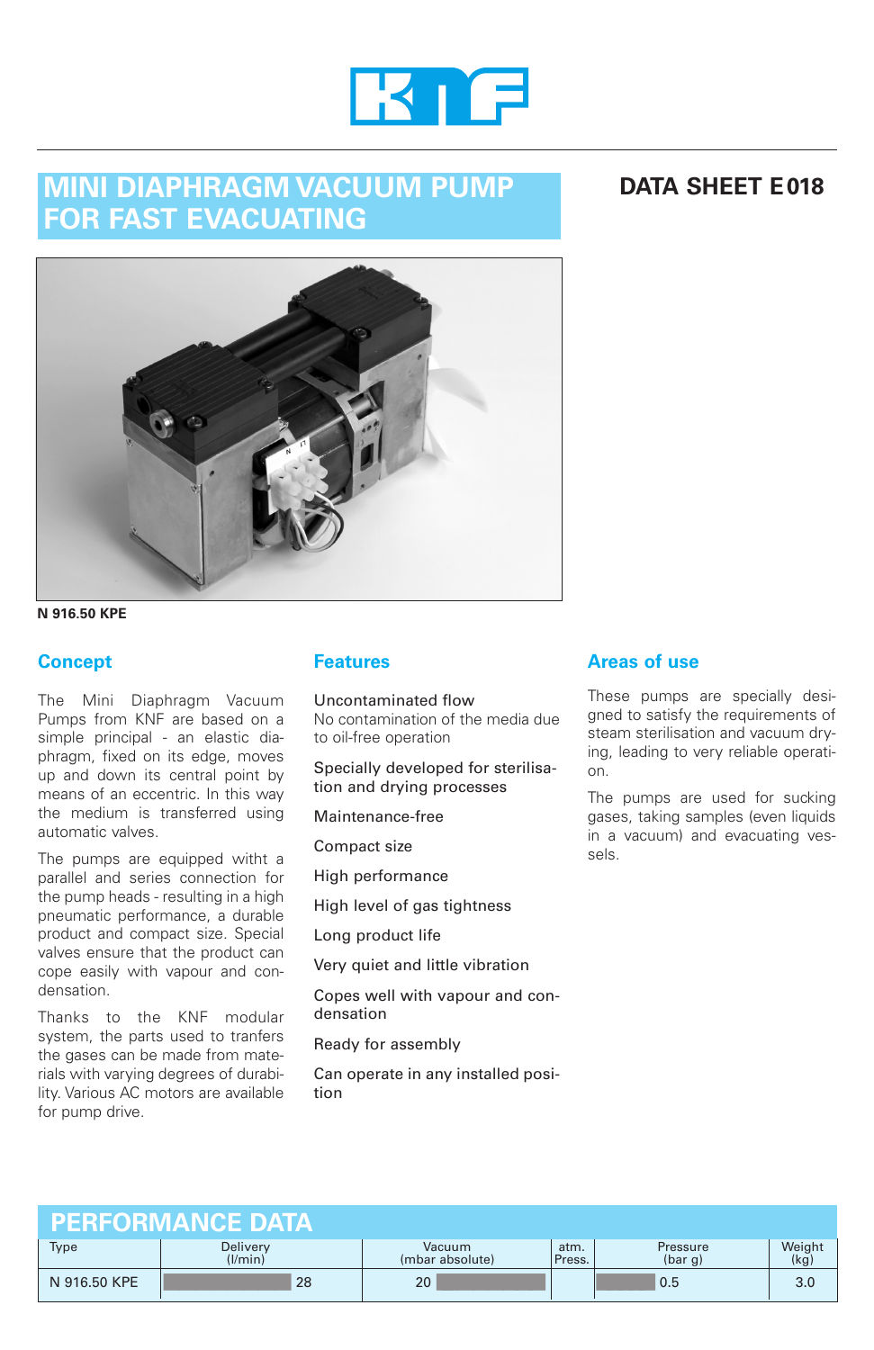# MINI DIAPHRAGM VACUUM PUMP FOR FAST EVACUATING

## DATA SHEET E018

**N 916.50 KPE**

## Concept

The Mini Diaphragm Vacuum Pumps from KNF are based on a simple principal - an elastic diaphragm, fixed on its edge, moves up and down its central point by means of an eccentric. In this way the medium is transferred using automatic valves.

The pumps are equipped witht a parallel and series connection for the pump heads - resulting in a high pneumatic performance, a durable product and compact size. Special valves ensure that the product can cope easily with vapour and condensation.

Thanks to the KNF modular system, the parts used to tranfers the gases can be made from materials with varying degrees of durability. Various AC motors are available for pump drive.

## Features

Uncontaminated flow
No contamination of the media due to oil-free operation

Specially developed for sterilisation and drying processes

Maintenance-free

Compact size

High performance

High level of gas tightness

Long product life

Very quiet and little vibration

Copes well with vapour and condensation

Ready for assembly

Can operate in any installed position

## Areas of use

These pumps are specially designed to satisfy the requirements of steam sterilisation and vacuum drying, leading to very reliable operation.

The pumps are used for sucking gases, taking samples (even liquids in a vacuum) and evacuating vessels.

## PERFORMANCE DATA

| Type | Delivery (l/min) | Vacuum (mbar absolute) | atm. Press. | Pressure (bar g) | Weight (kg) |
|---|---|---|---|---|---|
| N 916.50 KPE | 28 | 20 | | 0.5 | 3.0 |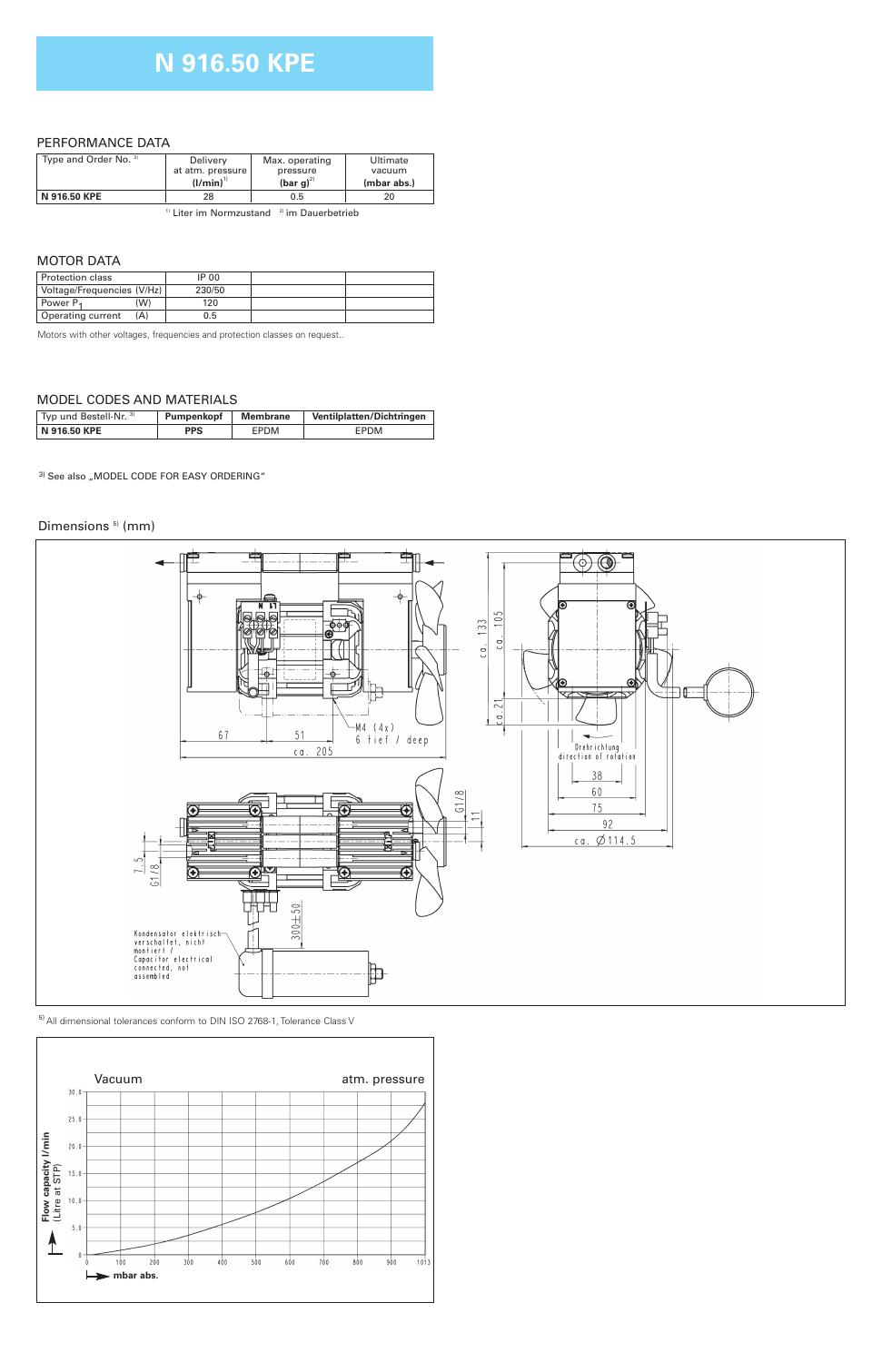# N 916.50 KPE

## PERFORMANCE DATA

| Type and Order No. [3] | Delivery at atm. pressure (l/min)[1] | Max. operating pressure (bar g)[2] | Ultimate vacuum (mbar abs.) |
|---|---|---|---|
| **N 916.50 KPE** | 28 | 0.5 | 20 |

[1] Liter im Normzustand [2] im Dauerbetrieb

## MOTOR DATA

| | | | |
|---|---|---|---|
| Protection class | IP 00 | | |
| Voltage/Frequencies (V/Hz) | 230/50 | | |
| Power $P_1$ (W) | 120 | | |
| Operating current (A) | 0.5 | | |

Motors with other voltages, frequencies and protection classes on request..

## MODEL CODES AND MATERIALS

| Typ und Bestell-Nr. [3] | Pumpenkopf | Membrane | Ventilplatten/Dichtringen |
|---|---|---|---|
| **N 916.50 KPE** | **PPS** | EPDM | EPDM |

[3] See also „MODEL CODE FOR EASY ORDERING"

## Dimensions [5] (mm)

[5] All dimensional tolerances conform to DIN ISO 2768-1, Tolerance Class V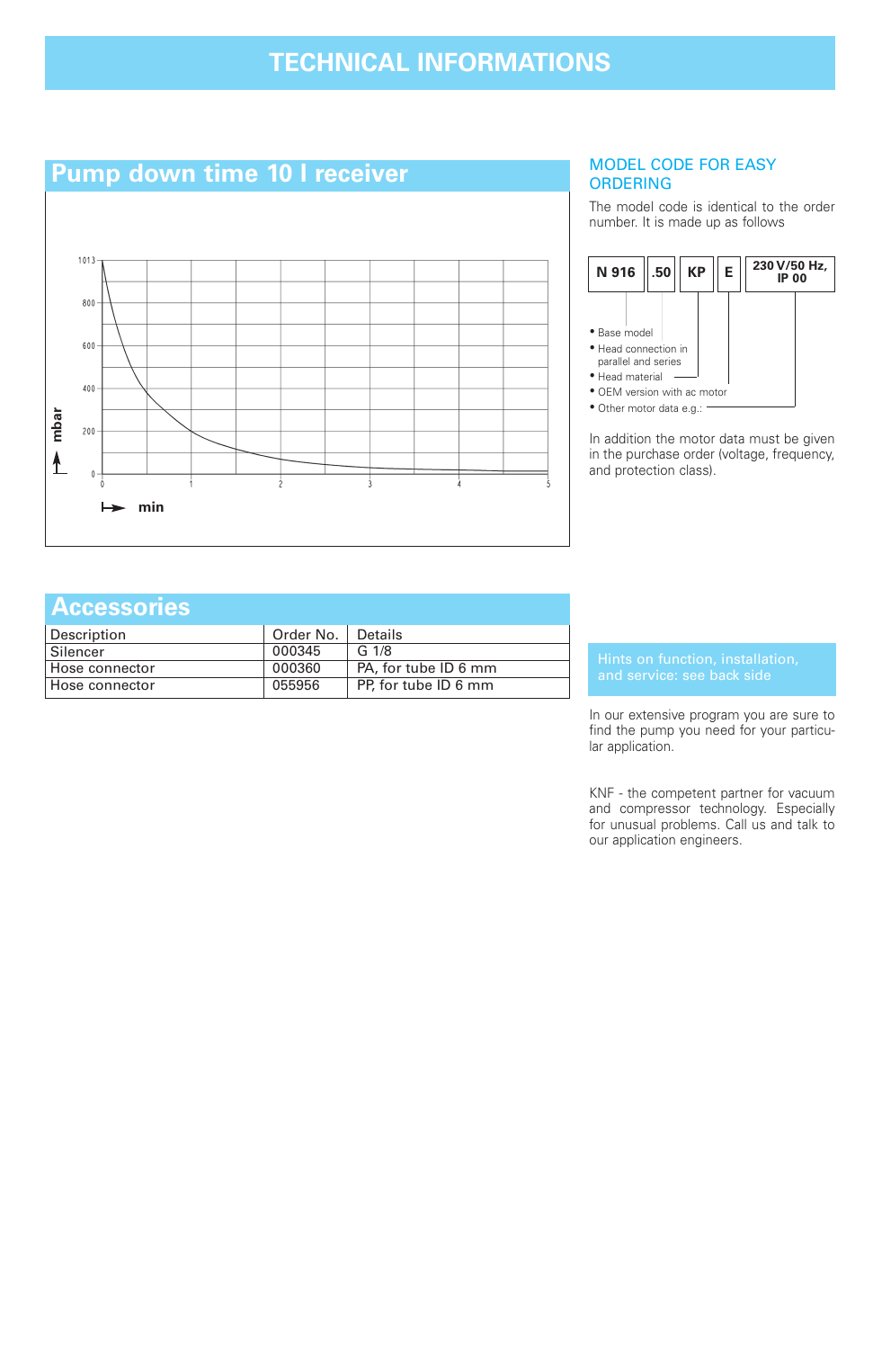# TECHNICAL INFORMATIONS

## Pump down time 10 l receiver

## MODEL CODE FOR EASY ORDERING

The model code is identical to the order number. It is made up as follows

| N 916 | .50 | KP | E | 230 V/50 Hz, IP 00 |
|---|---|---|---|---|

- Base model
- Head connection in parallel and series
- Head material
- OEM version with ac motor
- Other motor data e.g.:

In addition the motor data must be given in the purchase order (voltage, frequency, and protection class).

## Accessories

| Description | Order No. | Details |
|---|---|---|
| Silencer | 000345 | G 1/8 |
| Hose connector | 000360 | PA, for tube ID 6 mm |
| Hose connector | 055956 | PP, for tube ID 6 mm |

Hints on function, installation, and service: see back side

In our extensive program you are sure to find the pump you need for your particular application.

KNF - the competent partner for vacuum and compressor technology. Especially for unusual problems. Call us and talk to our application engineers.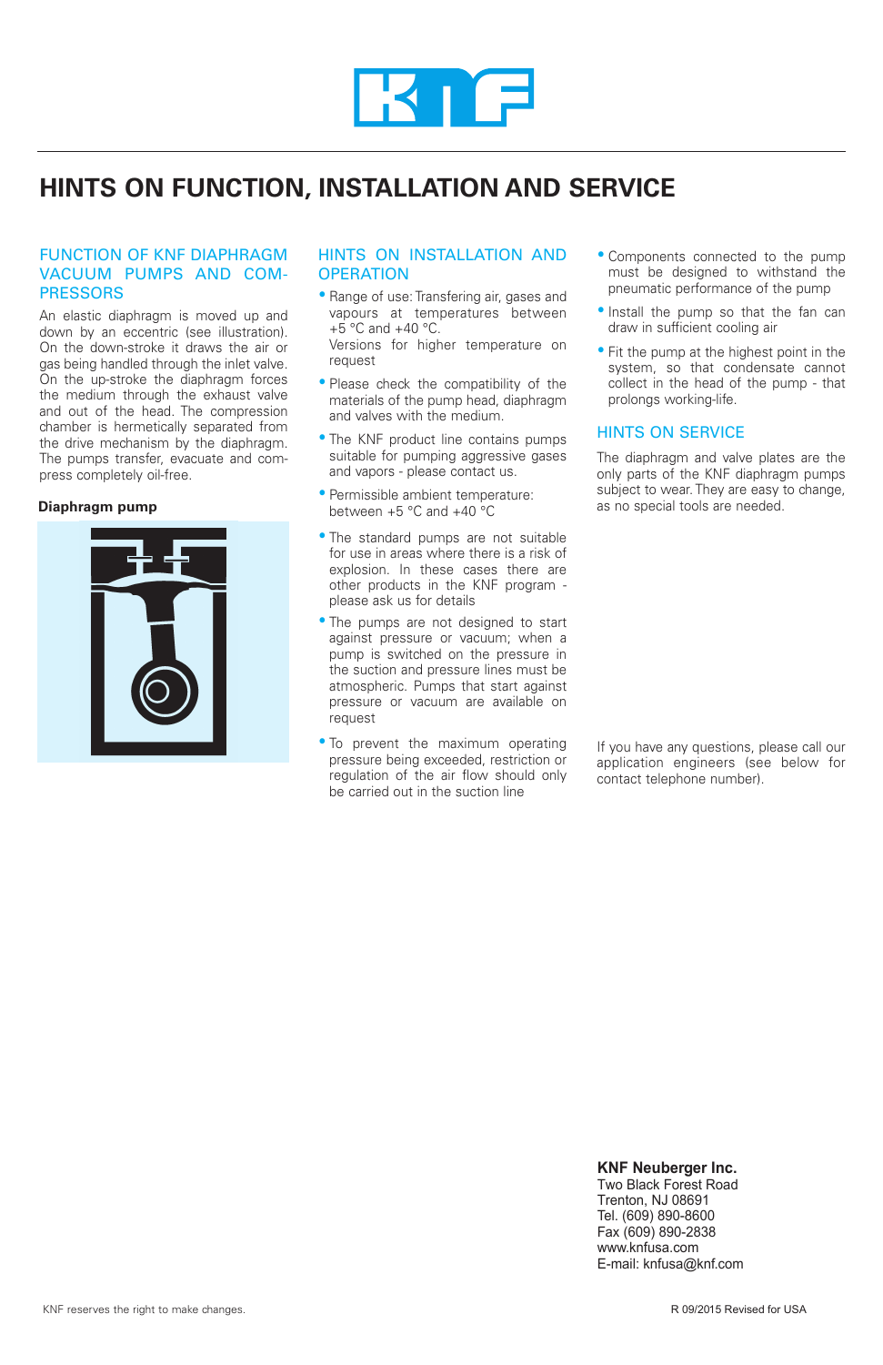# HINTS ON FUNCTION, INSTALLATION AND SERVICE

## FUNCTION OF KNF DIAPHRAGM VACUUM PUMPS AND COMPRESSORS

An elastic diaphragm is moved up and down by an eccentric (see illustration). On the down-stroke it draws the air or gas being handled through the inlet valve. On the up-stroke the diaphragm forces the medium through the exhaust valve and out of the head. The compression chamber is hermetically separated from the drive mechanism by the diaphragm. The pumps transfer, evacuate and compress completely oil-free.

**Diaphragm pump**

## HINTS ON INSTALLATION AND OPERATION

- Range of use: Transfering air, gases and vapours at temperatures between +5 °C and +40 °C.
  Versions for higher temperature on request
- Please check the compatibility of the materials of the pump head, diaphragm and valves with the medium.
- The KNF product line contains pumps suitable for pumping aggressive gases and vapors - please contact us.
- Permissible ambient temperature: between +5 °C and +40 °C
- The standard pumps are not suitable for use in areas where there is a risk of explosion. In these cases there are other products in the KNF program - please ask us for details
- The pumps are not designed to start against pressure or vacuum; when a pump is switched on the pressure in the suction and pressure lines must be atmospheric. Pumps that start against pressure or vacuum are available on request
- To prevent the maximum operating pressure being exceeded, restriction or regulation of the air flow should only be carried out in the suction line
- Components connected to the pump must be designed to withstand the pneumatic performance of the pump
- Install the pump so that the fan can draw in sufficient cooling air
- Fit the pump at the highest point in the system, so that condensate cannot collect in the head of the pump - that prolongs working-life.

## HINTS ON SERVICE

The diaphragm and valve plates are the only parts of the KNF diaphragm pumps subject to wear. They are easy to change, as no special tools are needed.

If you have any questions, please call our application engineers (see below for contact telephone number).

**KNF Neuberger Inc.**
Two Black Forest Road
Trenton, NJ 08691
Tel. (609) 890-8600
Fax (609) 890-2838
www.knfusa.com
E-mail: knfusa@knf.com

KNF reserves the right to make changes.

R 09/2015 Revised for USA